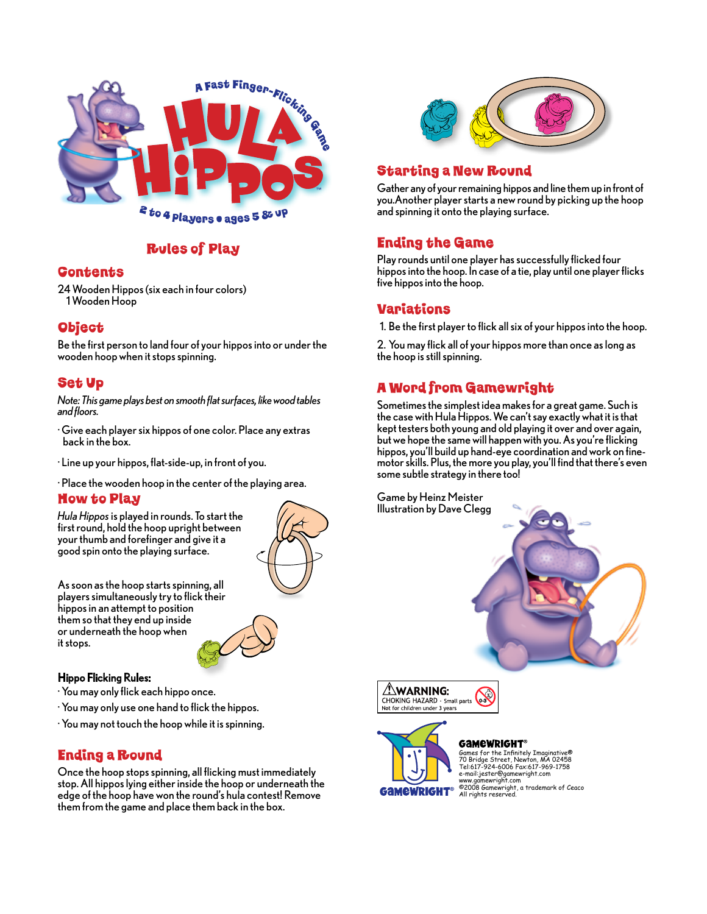# Hula Hippos

A Fast Finger-Flicking Game

2 to 4 players • ages 5 & up

## Rules of Play

### Contents

24 Wooden Hippos (six each in four colors)
1 Wooden Hoop

### Object

Be the first person to land four of your hippos into or under the wooden hoop when it stops spinning.

### Set Up

*Note: This game plays best on smooth flat surfaces, like wood tables and floors.*

- Give each player six hippos of one color. Place any extras back in the box.
- Line up your hippos, flat-side-up, in front of you.
- Place the wooden hoop in the center of the playing area.

### How to Play

*Hula Hippos* is played in rounds. To start the first round, hold the hoop upright between your thumb and forefinger and give it a good spin onto the playing surface.

As soon as the hoop starts spinning, all players simultaneously try to flick their hippos in an attempt to position them so that they end up inside or underneath the hoop when it stops.

**Hippo Flicking Rules:**

- You may only flick each hippo once.
- You may only use one hand to flick the hippos.
- You may not touch the hoop while it is spinning.

### Ending a Round

Once the hoop stops spinning, all flicking must immediately stop. All hippos lying either inside the hoop or underneath the edge of the hoop have won the round's hula contest! Remove them from the game and place them back in the box.

### Starting a New Round

Gather any of your remaining hippos and line them up in front of you. Another player starts a new round by picking up the hoop and spinning it onto the playing surface.

### Ending the Game

Play rounds until one player has successfully flicked four hippos into the hoop. In case of a tie, play until one player flicks five hippos into the hoop.

### Variations

1. Be the first player to flick all six of your hippos into the hoop.
2. You may flick all of your hippos more than once as long as the hoop is still spinning.

### A Word from Gamewright

Sometimes the simplest idea makes for a great game. Such is the case with Hula Hippos. We can't say exactly what it is that kept testers both young and old playing it over and over again, but we hope the same will happen with you. As you're flicking hippos, you'll build up hand-eye coordination and work on fine-motor skills. Plus, the more you play, you'll find that there's even some subtle strategy in there too!

Game by Heinz Meister
Illustration by Dave Clegg

**⚠WARNING:** CHOKING HAZARD - Small parts
Not for children under 3 years

**GAMEWRIGHT®**
Games for the Infinitely Imaginative®
70 Bridge Street, Newton, MA 02458
Tel:617-924-6006 Fax:617-969-1758
e-mail:jester@gamewright.com
www.gamewright.com
©2008 Gamewright, a trademark of Ceaco
All rights reserved.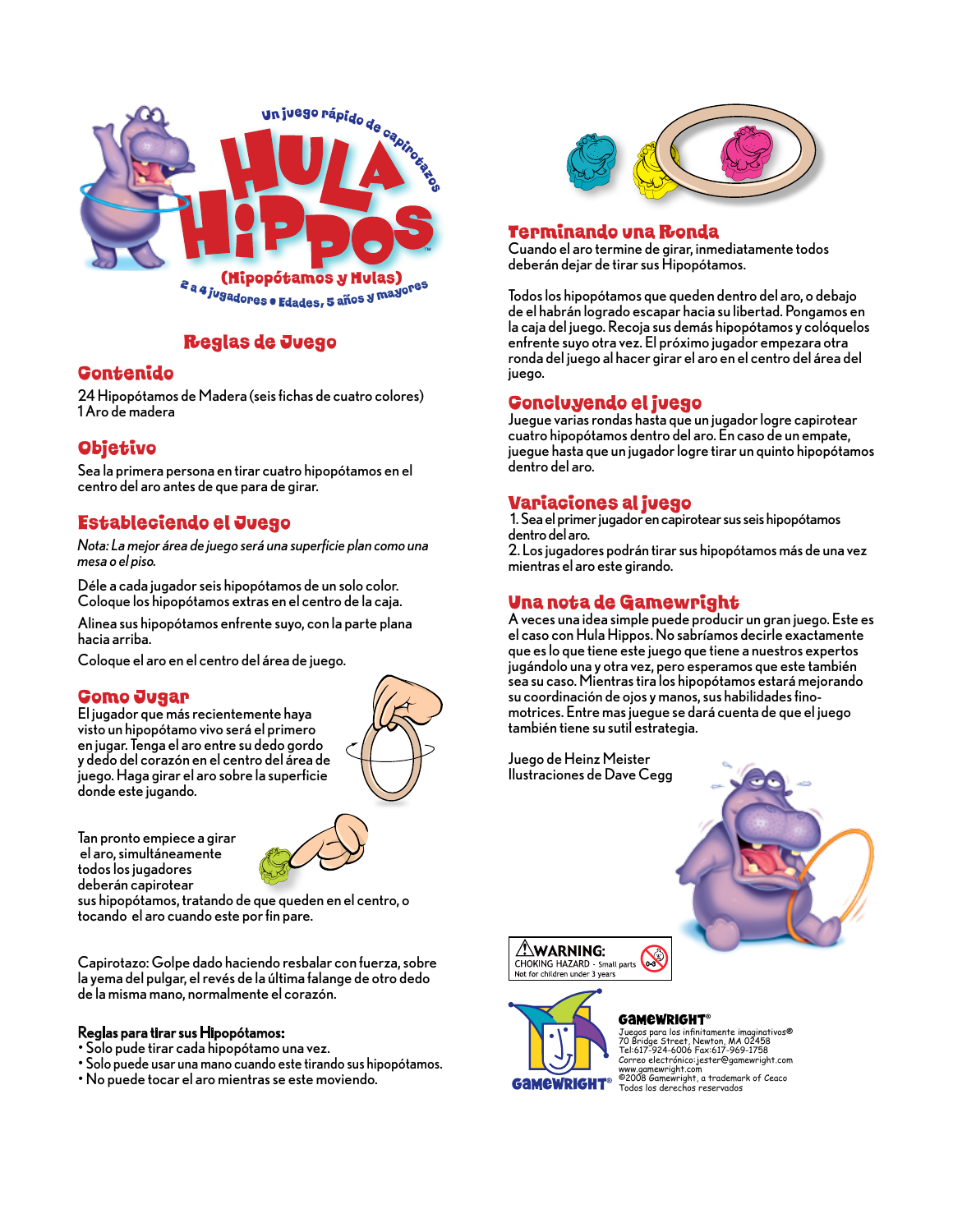Un juego rápido de capirotazos

# HULA HIPPOS

(Hipopótamos y Hulas)

2 a 4 jugadores • Edades, 5 años y mayores

## Reglas de Juego

### Contenido

24 Hipopótamos de Madera (seis fichas de cuatro colores)
1 Aro de madera

### Objetivo

Sea la primera persona en tirar cuatro hipopótamos en el centro del aro antes de que para de girar.

### Estableciendo el Juego

*Nota: La mejor área de juego será una superficie plan como una mesa o el piso.*

Déle a cada jugador seis hipopótamos de un solo color. Coloque los hipopótamos extras en el centro de la caja.

Alinea sus hipopótamos enfrente suyo, con la parte plana hacia arriba.

Coloque el aro en el centro del área de juego.

### Como Jugar

El jugador que más recientemente haya visto un hipopótamo vivo será el primero en jugar. Tenga el aro entre su dedo gordo y dedo del corazón en el centro del área de juego. Haga girar el aro sobre la superficie donde este jugando.

Tan pronto empiece a girar el aro, simultáneamente todos los jugadores deberán capirotear sus hipopótamos, tratando de que queden en el centro, o tocando el aro cuando este por fin pare.

Capirotazo: Golpe dado haciendo resbalar con fuerza, sobre la yema del pulgar, el revés de la última falange de otro dedo de la misma mano, normalmente el corazón.

**Reglas para tirar sus Hipopótamos:**

- Solo pude tirar cada hipopótamo una vez.
- Solo puede usar una mano cuando este tirando sus hipopótamos.
- No puede tocar el aro mientras se este moviendo.

### Terminando una Ronda

Cuando el aro termine de girar, inmediatamente todos deberán dejar de tirar sus Hipopótamos.

Todos los hipopótamos que queden dentro del aro, o debajo de el habrán logrado escapar hacia su libertad. Pongamos en la caja del juego. Recoja sus demás hipopótamos y colóquelos enfrente suyo otra vez. El próximo jugador empezara otra ronda del juego al hacer girar el aro en el centro del área del juego.

### Concluyendo el juego

Juegue varias rondas hasta que un jugador logre capirotear cuatro hipopótamos dentro del aro. En caso de un empate, juegue hasta que un jugador logre tirar un quinto hipopótamos dentro del aro.

### Variaciones al juego

1. Sea el primer jugador en capirotear sus seis hipopótamos dentro del aro.
2. Los jugadores podrán tirar sus hipopótamos más de una vez mientras el aro este girando.

### Una nota de Gamewright

A veces una idea simple puede producir un gran juego. Este es el caso con Hula Hippos. No sabríamos decirle exactamente que es lo que tiene este juego que tiene a nuestros expertos jugándolo una y otra vez, pero esperamos que este también sea su caso. Mientras tira los hipopótamos estará mejorando su coordinación de ojos y manos, sus habilidades fino-motrices. Entre mas juegue se dará cuenta de que el juego también tiene su sutil estrategia.

Juego de Heinz Meister
Ilustraciones de Dave Cegg

⚠WARNING: CHOKING HAZARD - Small parts
Not for children under 3 years

**GAMEWRIGHT®**
Juegos para los infinitamente imaginativos®
70 Bridge Street, Newton, MA 02458
Tel:617-924-6006 Fax:617-969-1758
Correo electrónico: jester@gamewright.com
www.gamewright.com
©2008 Gamewright, a trademark of Ceaco
Todos los derechos reservados